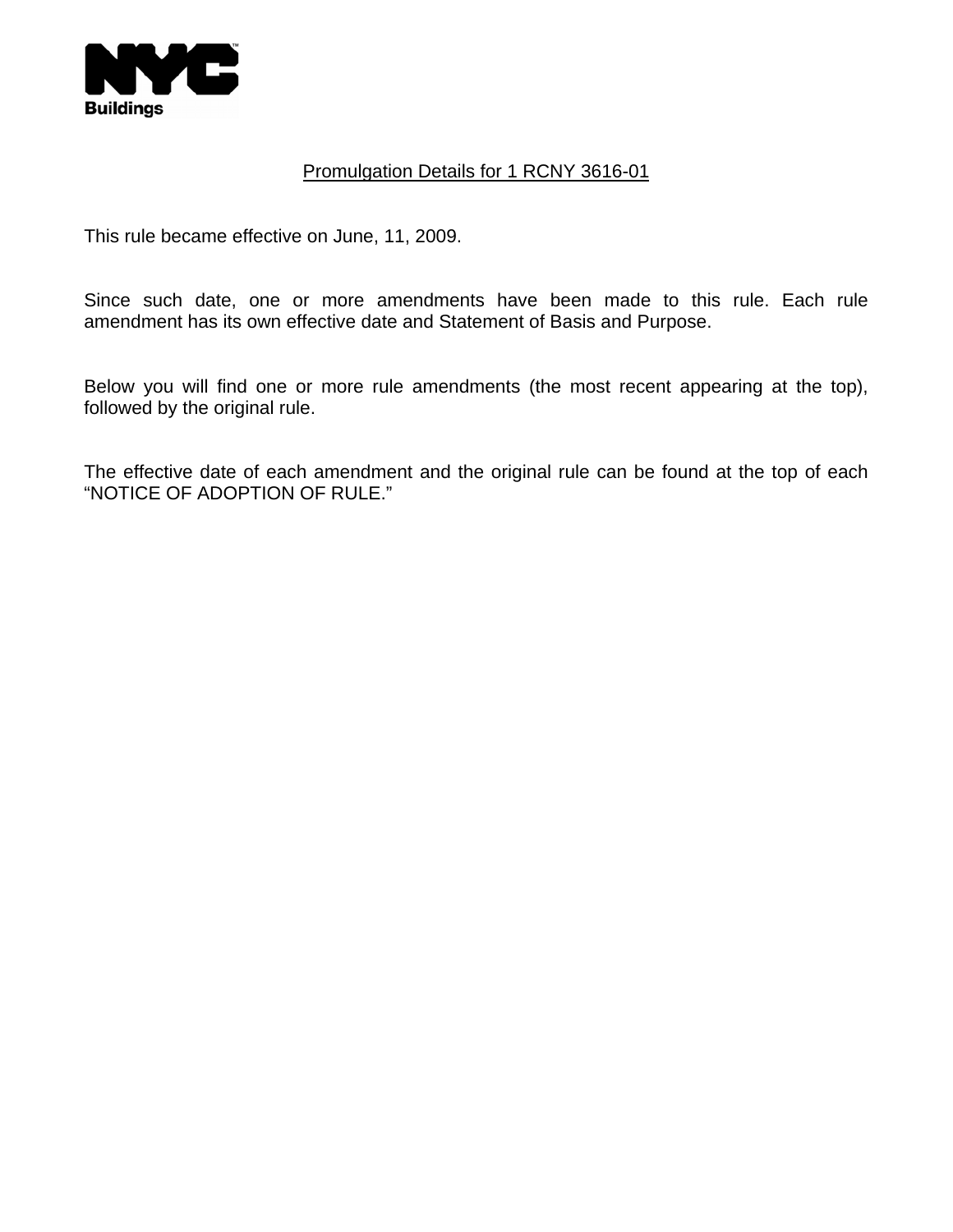NYC Buildings

<u>Promulgation Details for 1 RCNY 3616-01</u>

This rule became effective on June, 11, 2009.

Since such date, one or more amendments have been made to this rule. Each rule amendment has its own effective date and Statement of Basis and Purpose.

Below you will find one or more rule amendments (the most recent appearing at the top), followed by the original rule.

The effective date of each amendment and the original rule can be found at the top of each “NOTICE OF ADOPTION OF RULE.”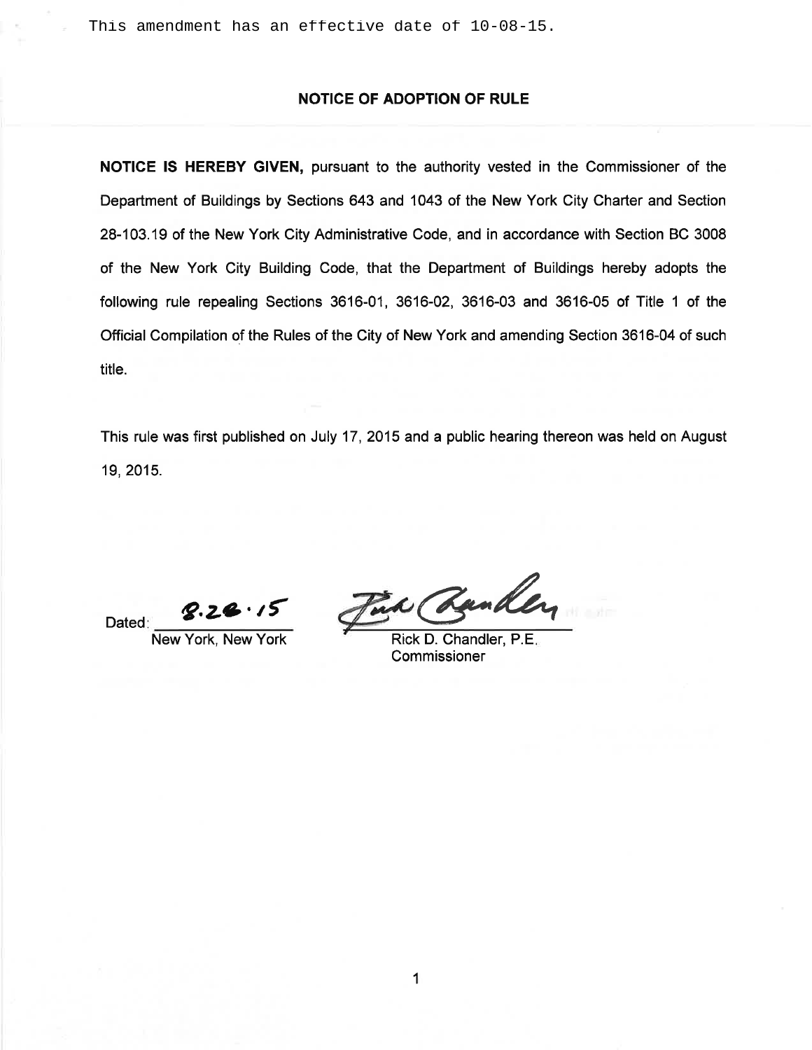This amendment has an effective date of 10-08-15.

## NOTICE OF ADOPTION OF RULE

**NOTICE IS HEREBY GIVEN,** pursuant to the authority vested in the Commissioner of the Department of Buildings by Sections 643 and 1043 of the New York City Charter and Section 28-103.19 of the New York City Administrative Code, and in accordance with Section BC 3008 of the New York City Building Code, that the Department of Buildings hereby adopts the following rule repealing Sections 3616-01, 3616-02, 3616-03 and 3616-05 of Title 1 of the Official Compilation of the Rules of the City of New York and amending Section 3616-04 of such title.

This rule was first published on July 17, 2015 and a public hearing thereon was held on August 19, 2015.

Dated: 8.26.15
New York, New York

Rick D. Chandler, P.E.
Commissioner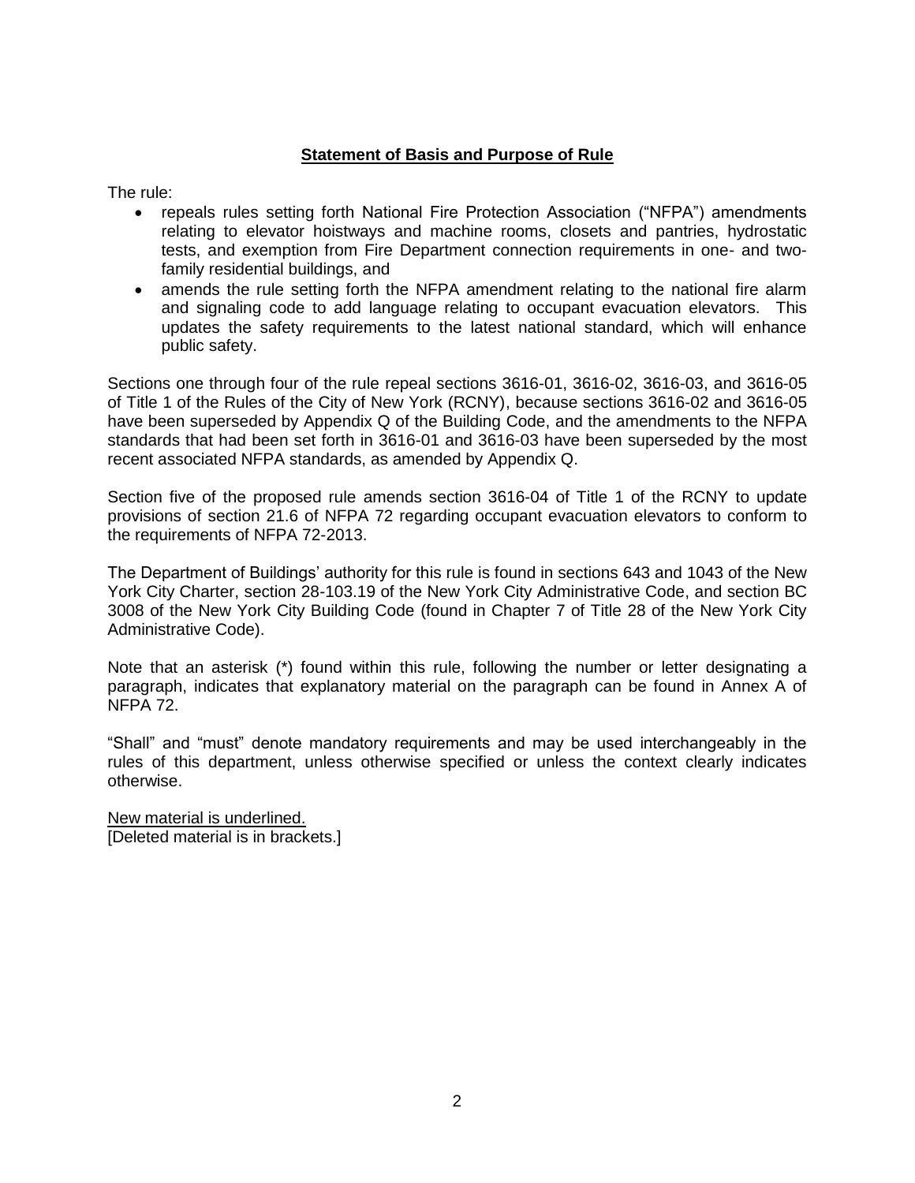## **Statement of Basis and Purpose of Rule**

The rule:

- repeals rules setting forth National Fire Protection Association ("NFPA") amendments relating to elevator hoistways and machine rooms, closets and pantries, hydrostatic tests, and exemption from Fire Department connection requirements in one- and two-family residential buildings, and
- amends the rule setting forth the NFPA amendment relating to the national fire alarm and signaling code to add language relating to occupant evacuation elevators. This updates the safety requirements to the latest national standard, which will enhance public safety.

Sections one through four of the rule repeal sections 3616-01, 3616-02, 3616-03, and 3616-05 of Title 1 of the Rules of the City of New York (RCNY), because sections 3616-02 and 3616-05 have been superseded by Appendix Q of the Building Code, and the amendments to the NFPA standards that had been set forth in 3616-01 and 3616-03 have been superseded by the most recent associated NFPA standards, as amended by Appendix Q.

Section five of the proposed rule amends section 3616-04 of Title 1 of the RCNY to update provisions of section 21.6 of NFPA 72 regarding occupant evacuation elevators to conform to the requirements of NFPA 72-2013.

The Department of Buildings' authority for this rule is found in sections 643 and 1043 of the New York City Charter, section 28-103.19 of the New York City Administrative Code, and section BC 3008 of the New York City Building Code (found in Chapter 7 of Title 28 of the New York City Administrative Code).

Note that an asterisk (*) found within this rule, following the number or letter designating a paragraph, indicates that explanatory material on the paragraph can be found in Annex A of NFPA 72.

"Shall" and "must" denote mandatory requirements and may be used interchangeably in the rules of this department, unless otherwise specified or unless the context clearly indicates otherwise.

<u>New material is underlined.</u>
[Deleted material is in brackets.]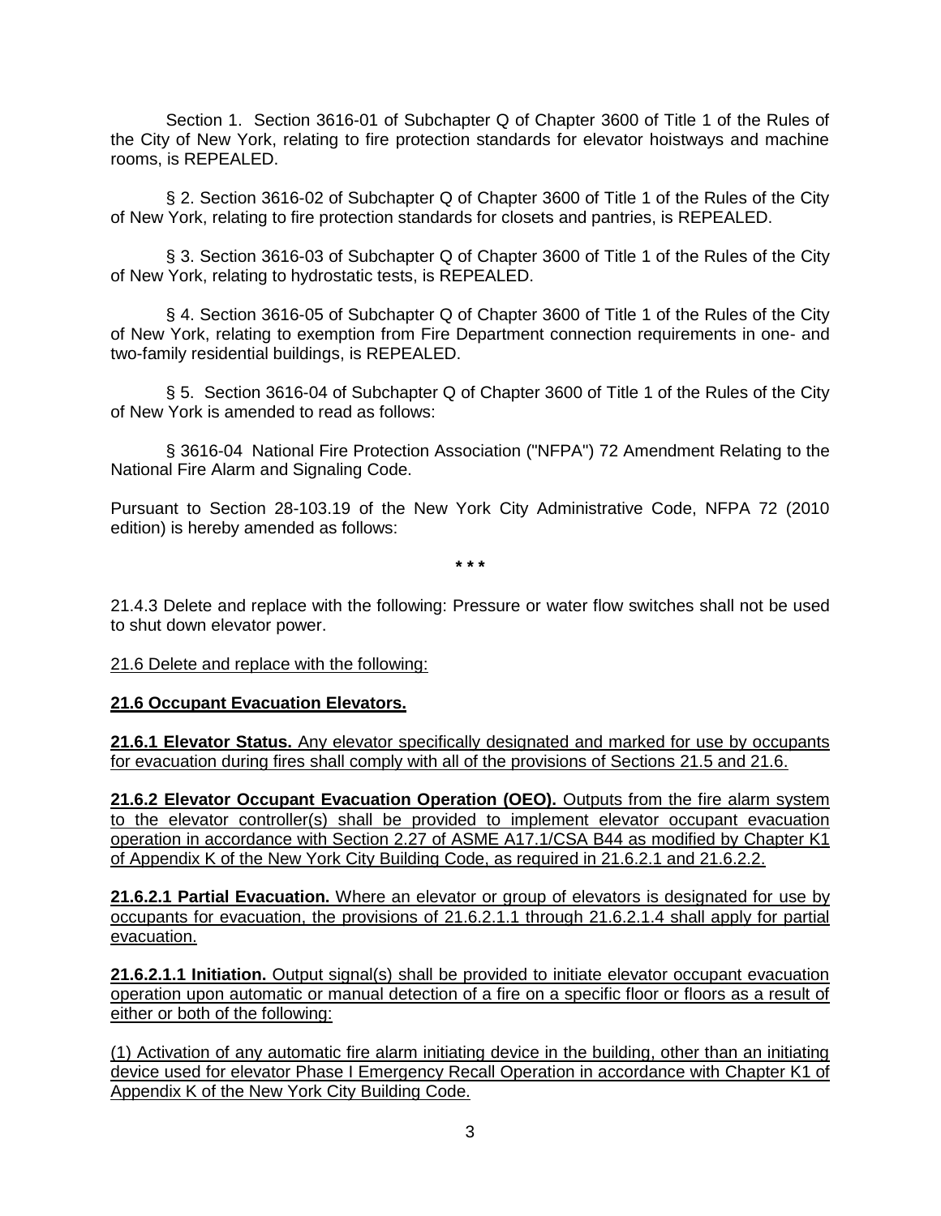Section 1. Section 3616-01 of Subchapter Q of Chapter 3600 of Title 1 of the Rules of the City of New York, relating to fire protection standards for elevator hoistways and machine rooms, is REPEALED.

§ 2. Section 3616-02 of Subchapter Q of Chapter 3600 of Title 1 of the Rules of the City of New York, relating to fire protection standards for closets and pantries, is REPEALED.

§ 3. Section 3616-03 of Subchapter Q of Chapter 3600 of Title 1 of the Rules of the City of New York, relating to hydrostatic tests, is REPEALED.

§ 4. Section 3616-05 of Subchapter Q of Chapter 3600 of Title 1 of the Rules of the City of New York, relating to exemption from Fire Department connection requirements in one- and two-family residential buildings, is REPEALED.

§ 5. Section 3616-04 of Subchapter Q of Chapter 3600 of Title 1 of the Rules of the City of New York is amended to read as follows:

§ 3616-04 National Fire Protection Association ("NFPA") 72 Amendment Relating to the National Fire Alarm and Signaling Code.

Pursuant to Section 28-103.19 of the New York City Administrative Code, NFPA 72 (2010 edition) is hereby amended as follows:

\* \* \*

21.4.3 Delete and replace with the following: Pressure or water flow switches shall not be used to shut down elevator power.

21.6 Delete and replace with the following:

**21.6 Occupant Evacuation Elevators.**

**21.6.1 Elevator Status.** Any elevator specifically designated and marked for use by occupants for evacuation during fires shall comply with all of the provisions of Sections 21.5 and 21.6.

**21.6.2 Elevator Occupant Evacuation Operation (OEO).** Outputs from the fire alarm system to the elevator controller(s) shall be provided to implement elevator occupant evacuation operation in accordance with Section 2.27 of ASME A17.1/CSA B44 as modified by Chapter K1 of Appendix K of the New York City Building Code, as required in 21.6.2.1 and 21.6.2.2.

**21.6.2.1 Partial Evacuation.** Where an elevator or group of elevators is designated for use by occupants for evacuation, the provisions of 21.6.2.1.1 through 21.6.2.1.4 shall apply for partial evacuation.

**21.6.2.1.1 Initiation.** Output signal(s) shall be provided to initiate elevator occupant evacuation operation upon automatic or manual detection of a fire on a specific floor or floors as a result of either or both of the following:

(1) Activation of any automatic fire alarm initiating device in the building, other than an initiating device used for elevator Phase I Emergency Recall Operation in accordance with Chapter K1 of Appendix K of the New York City Building Code.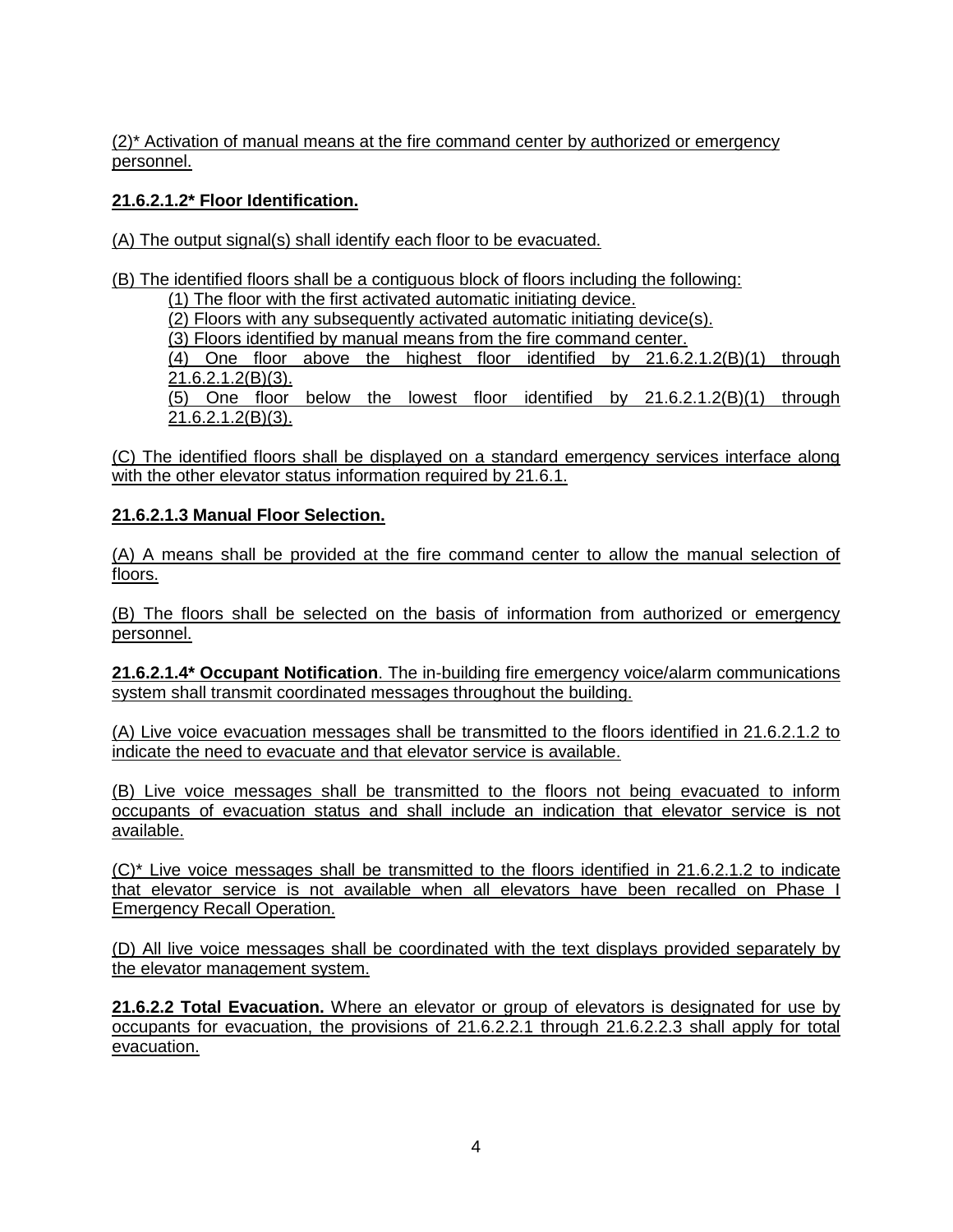(2)* Activation of manual means at the fire command center by authorized or emergency personnel.

**21.6.2.1.2* Floor Identification.**

(A) The output signal(s) shall identify each floor to be evacuated.

(B) The identified floors shall be a contiguous block of floors including the following:

(1) The floor with the first activated automatic initiating device.
(2) Floors with any subsequently activated automatic initiating device(s).
(3) Floors identified by manual means from the fire command center.
(4) One floor above the highest floor identified by 21.6.2.1.2(B)(1) through 21.6.2.1.2(B)(3).
(5) One floor below the lowest floor identified by 21.6.2.1.2(B)(1) through 21.6.2.1.2(B)(3).

(C) The identified floors shall be displayed on a standard emergency services interface along with the other elevator status information required by 21.6.1.

**21.6.2.1.3 Manual Floor Selection.**

(A) A means shall be provided at the fire command center to allow the manual selection of floors.

(B) The floors shall be selected on the basis of information from authorized or emergency personnel.

**21.6.2.1.4* Occupant Notification**. The in-building fire emergency voice/alarm communications system shall transmit coordinated messages throughout the building.

(A) Live voice evacuation messages shall be transmitted to the floors identified in 21.6.2.1.2 to indicate the need to evacuate and that elevator service is available.

(B) Live voice messages shall be transmitted to the floors not being evacuated to inform occupants of evacuation status and shall include an indication that elevator service is not available.

(C)* Live voice messages shall be transmitted to the floors identified in 21.6.2.1.2 to indicate that elevator service is not available when all elevators have been recalled on Phase I Emergency Recall Operation.

(D) All live voice messages shall be coordinated with the text displays provided separately by the elevator management system.

**21.6.2.2 Total Evacuation.** Where an elevator or group of elevators is designated for use by occupants for evacuation, the provisions of 21.6.2.2.1 through 21.6.2.2.3 shall apply for total evacuation.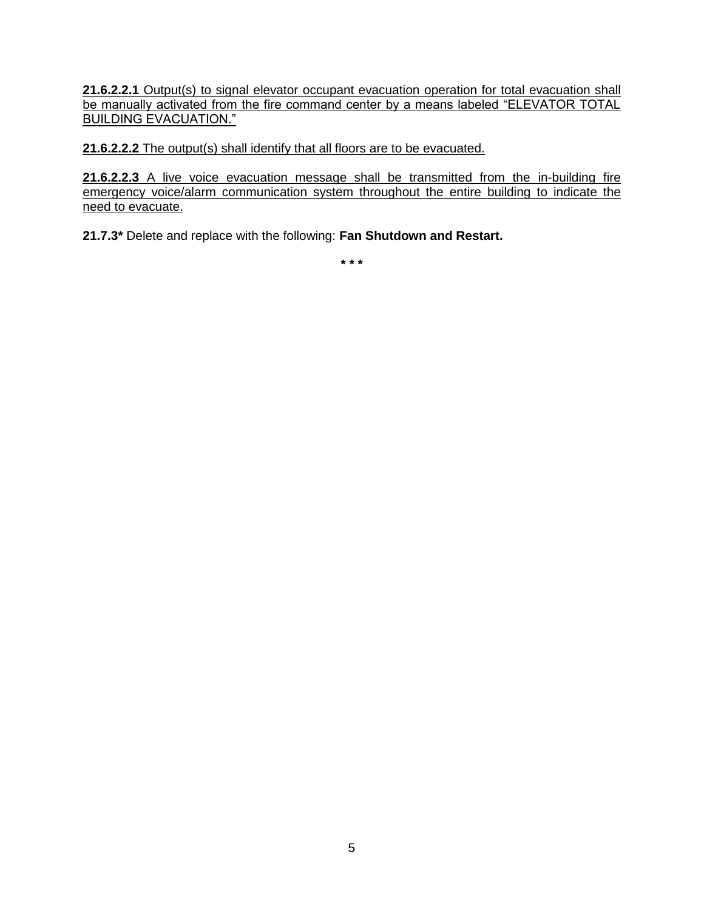**21.6.2.2.1** Output(s) to signal elevator occupant evacuation operation for total evacuation shall be manually activated from the fire command center by a means labeled “ELEVATOR TOTAL BUILDING EVACUATION.”

**21.6.2.2.2** The output(s) shall identify that all floors are to be evacuated.

**21.6.2.2.3** A live voice evacuation message shall be transmitted from the in-building fire emergency voice/alarm communication system throughout the entire building to indicate the need to evacuate.

**21.7.3*** Delete and replace with the following: **Fan Shutdown and Restart.**

**\* \* \***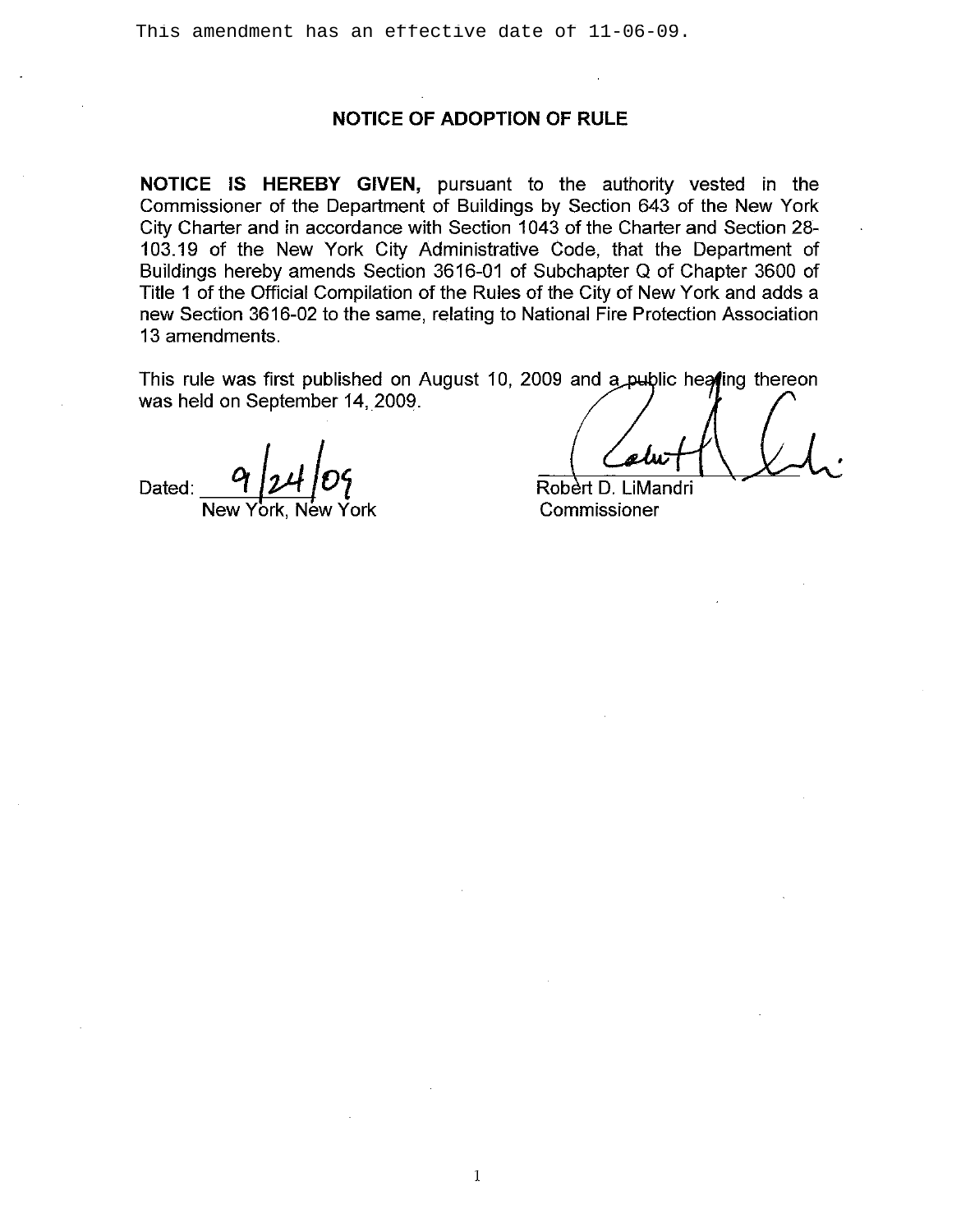This amendment has an effective date of 11-06-09.

## NOTICE OF ADOPTION OF RULE

**NOTICE IS HEREBY GIVEN,** pursuant to the authority vested in the Commissioner of the Department of Buildings by Section 643 of the New York City Charter and in accordance with Section 1043 of the Charter and Section 28-103.19 of the New York City Administrative Code, that the Department of Buildings hereby amends Section 3616-01 of Subchapter Q of Chapter 3600 of Title 1 of the Official Compilation of the Rules of the City of New York and adds a new Section 3616-02 to the same, relating to National Fire Protection Association 13 amendments.

This rule was first published on August 10, 2009 and a public hearing thereon was held on September 14, 2009.

Dated: 9/24/09
New York, New York

Robert D. LiMandri
Commissioner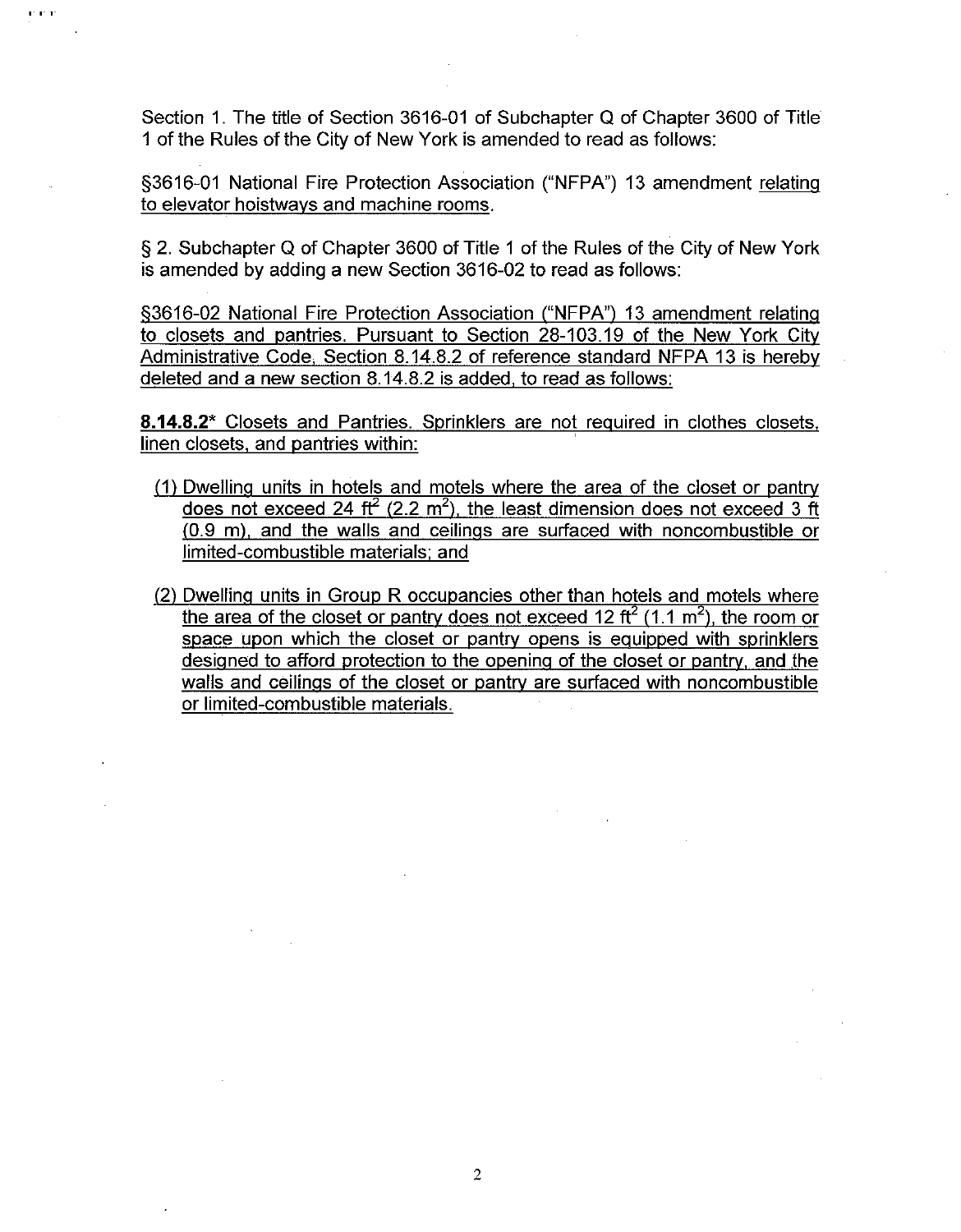Section 1. The title of Section 3616-01 of Subchapter Q of Chapter 3600 of Title 1 of the Rules of the City of New York is amended to read as follows:

§3616-01 National Fire Protection Association ("NFPA") 13 amendment <u>relating to elevator hoistways and machine rooms</u>.

§ 2. Subchapter Q of Chapter 3600 of Title 1 of the Rules of the City of New York is amended by adding a new Section 3616-02 to read as follows:

<u>§3616-02 National Fire Protection Association ("NFPA") 13 amendment relating to closets and pantries. Pursuant to Section 28-103.19 of the New York City Administrative Code, Section 8.14.8.2 of reference standard NFPA 13 is hereby deleted and a new section 8.14.8.2 is added, to read as follows:</u>

**<u>8.14.8.2*</u>** <u>Closets and Pantries. Sprinklers are not required in clothes closets, linen closets, and pantries within:</u>

<u>(1) Dwelling units in hotels and motels where the area of the closet or pantry does not exceed 24 $ft^2$ (2.2 $m^2$), the least dimension does not exceed 3 ft (0.9 m), and the walls and ceilings are surfaced with noncombustible or limited-combustible materials; and</u>

<u>(2) Dwelling units in Group R occupancies other than hotels and motels where the area of the closet or pantry does not exceed 12 $ft^2$ (1.1 $m^2$), the room or space upon which the closet or pantry opens is equipped with sprinklers designed to afford protection to the opening of the closet or pantry, and the walls and ceilings of the closet or pantry are surfaced with noncombustible or limited-combustible materials.</u>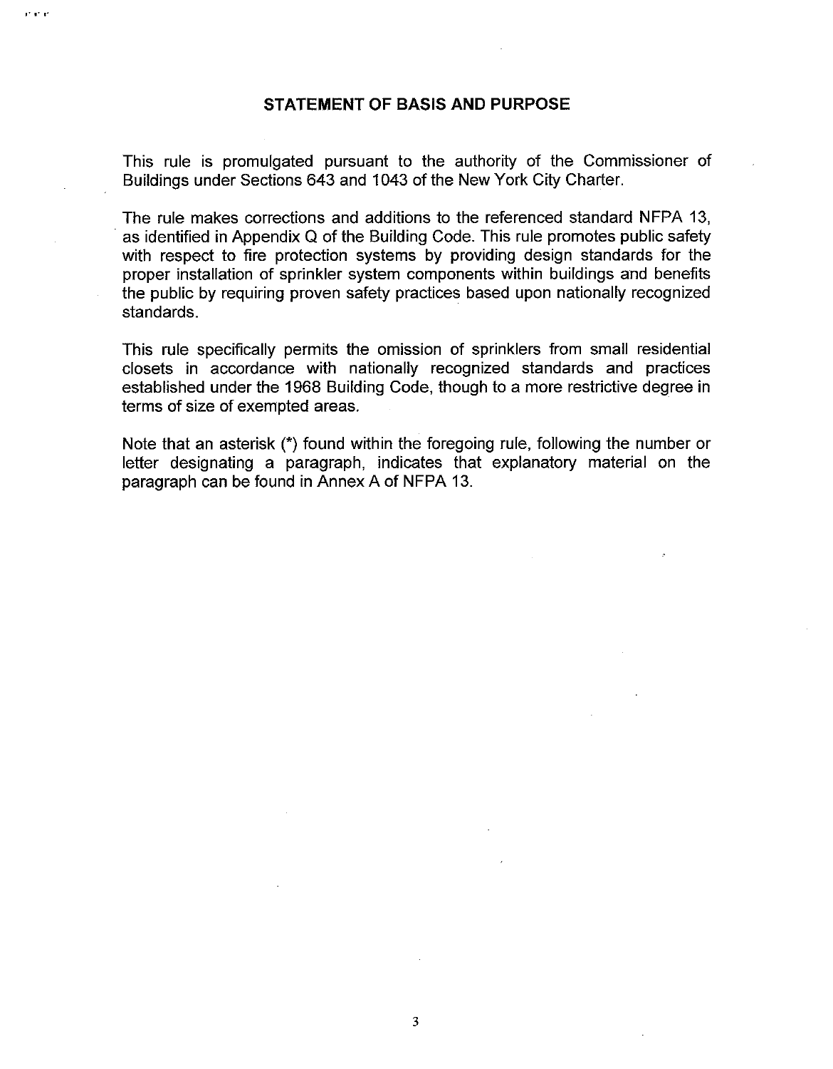## STATEMENT OF BASIS AND PURPOSE

This rule is promulgated pursuant to the authority of the Commissioner of Buildings under Sections 643 and 1043 of the New York City Charter.

The rule makes corrections and additions to the referenced standard NFPA 13, as identified in Appendix Q of the Building Code. This rule promotes public safety with respect to fire protection systems by providing design standards for the proper installation of sprinkler system components within buildings and benefits the public by requiring proven safety practices based upon nationally recognized standards.

This rule specifically permits the omission of sprinklers from small residential closets in accordance with nationally recognized standards and practices established under the 1968 Building Code, though to a more restrictive degree in terms of size of exempted areas.

Note that an asterisk (*) found within the foregoing rule, following the number or letter designating a paragraph, indicates that explanatory material on the paragraph can be found in Annex A of NFPA 13.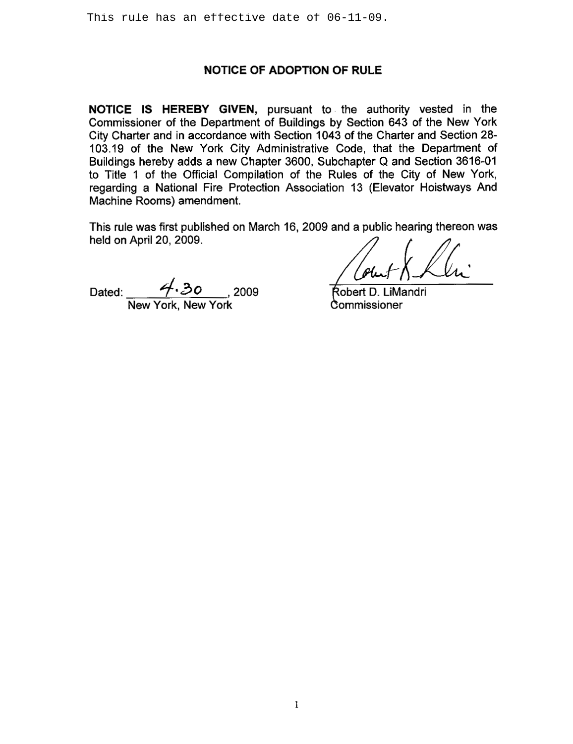This rule has an effective date of 06-11-09.

## NOTICE OF ADOPTION OF RULE

**NOTICE IS HEREBY GIVEN,** pursuant to the authority vested in the Commissioner of the Department of Buildings by Section 643 of the New York City Charter and in accordance with Section 1043 of the Charter and Section 28-103.19 of the New York City Administrative Code, that the Department of Buildings hereby adds a new Chapter 3600, Subchapter Q and Section 3616-01 to Title 1 of the Official Compilation of the Rules of the City of New York, regarding a National Fire Protection Association 13 (Elevator Hoistways And Machine Rooms) amendment.

This rule was first published on March 16, 2009 and a public hearing thereon was held on April 20, 2009.

Dated: 4.30, 2009
New York, New York

Robert D. LiMandri
Commissioner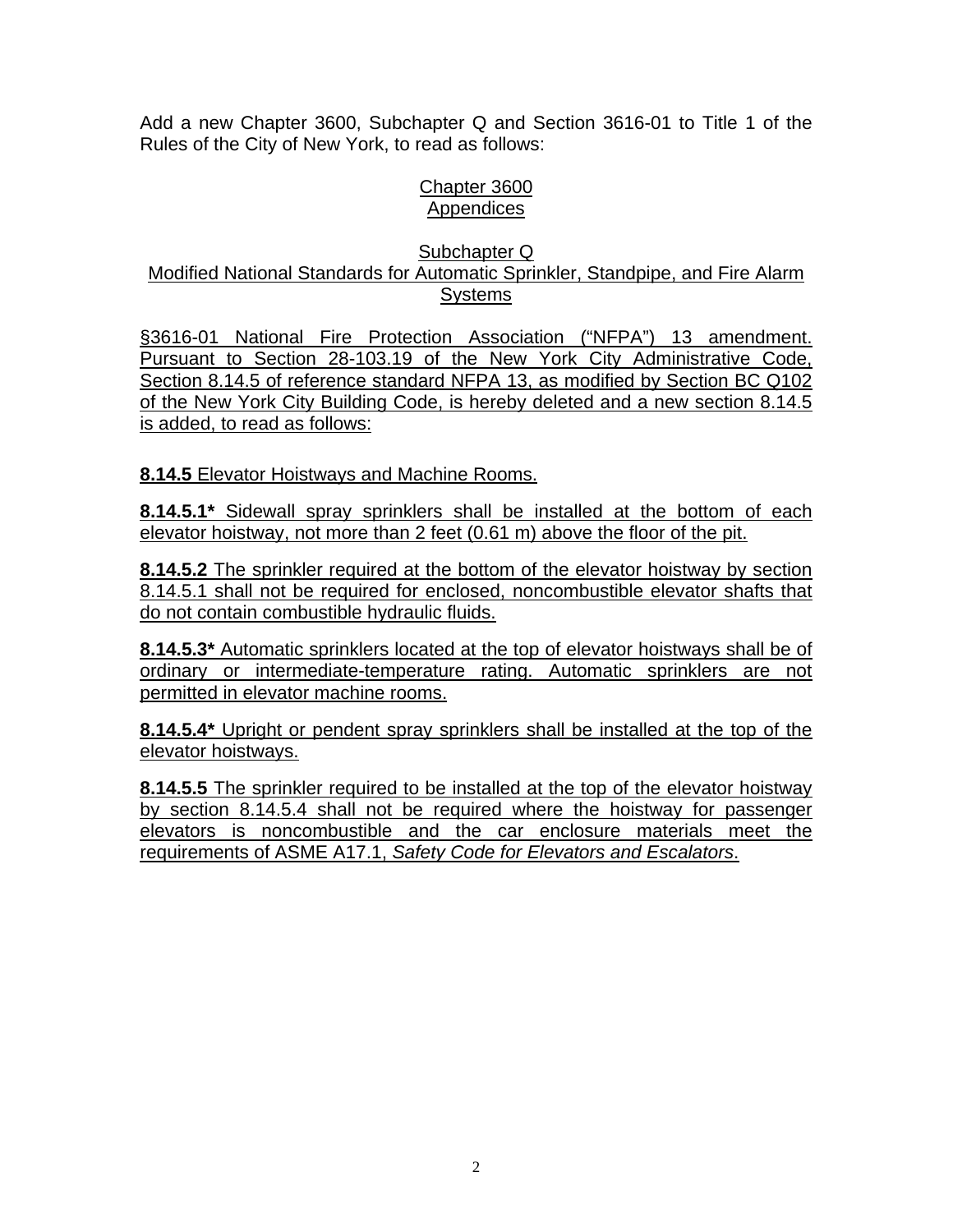Add a new Chapter 3600, Subchapter Q and Section 3616-01 to Title 1 of the Rules of the City of New York, to read as follows:

## Chapter 3600
## Appendices

### Subchapter Q
### Modified National Standards for Automatic Sprinkler, Standpipe, and Fire Alarm Systems

§3616-01 National Fire Protection Association ("NFPA") 13 amendment. Pursuant to Section 28-103.19 of the New York City Administrative Code, Section 8.14.5 of reference standard NFPA 13, as modified by Section BC Q102 of the New York City Building Code, is hereby deleted and a new section 8.14.5 is added, to read as follows:

**8.14.5** Elevator Hoistways and Machine Rooms.

**8.14.5.1*** Sidewall spray sprinklers shall be installed at the bottom of each elevator hoistway, not more than 2 feet (0.61 m) above the floor of the pit.

**8.14.5.2** The sprinkler required at the bottom of the elevator hoistway by section 8.14.5.1 shall not be required for enclosed, noncombustible elevator shafts that do not contain combustible hydraulic fluids.

**8.14.5.3*** Automatic sprinklers located at the top of elevator hoistways shall be of ordinary or intermediate-temperature rating. Automatic sprinklers are not permitted in elevator machine rooms.

**8.14.5.4*** Upright or pendent spray sprinklers shall be installed at the top of the elevator hoistways.

**8.14.5.5** The sprinkler required to be installed at the top of the elevator hoistway by section 8.14.5.4 shall not be required where the hoistway for passenger elevators is noncombustible and the car enclosure materials meet the requirements of ASME A17.1, *Safety Code for Elevators and Escalators*.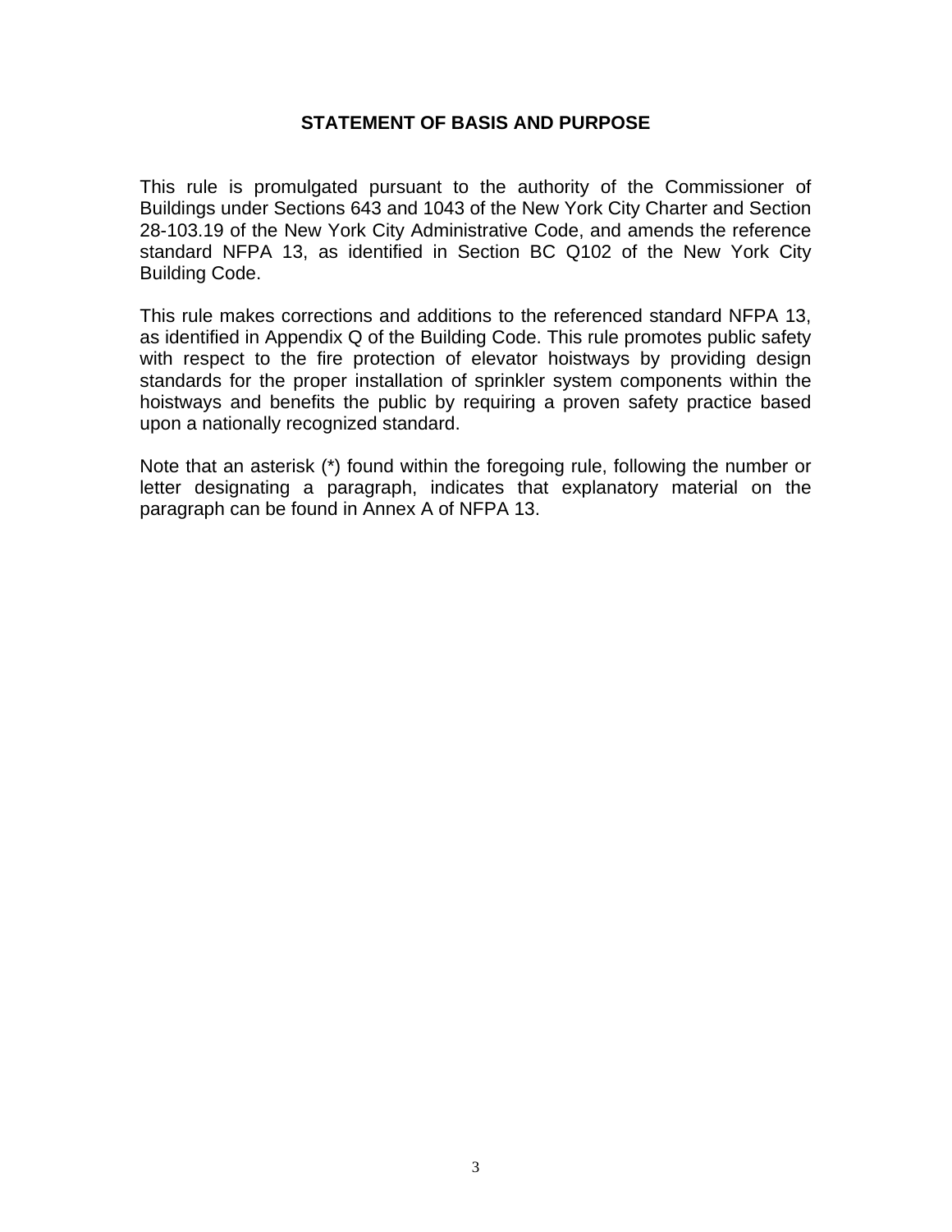## STATEMENT OF BASIS AND PURPOSE

This rule is promulgated pursuant to the authority of the Commissioner of Buildings under Sections 643 and 1043 of the New York City Charter and Section 28-103.19 of the New York City Administrative Code, and amends the reference standard NFPA 13, as identified in Section BC Q102 of the New York City Building Code.

This rule makes corrections and additions to the referenced standard NFPA 13, as identified in Appendix Q of the Building Code. This rule promotes public safety with respect to the fire protection of elevator hoistways by providing design standards for the proper installation of sprinkler system components within the hoistways and benefits the public by requiring a proven safety practice based upon a nationally recognized standard.

Note that an asterisk (*) found within the foregoing rule, following the number or letter designating a paragraph, indicates that explanatory material on the paragraph can be found in Annex A of NFPA 13.